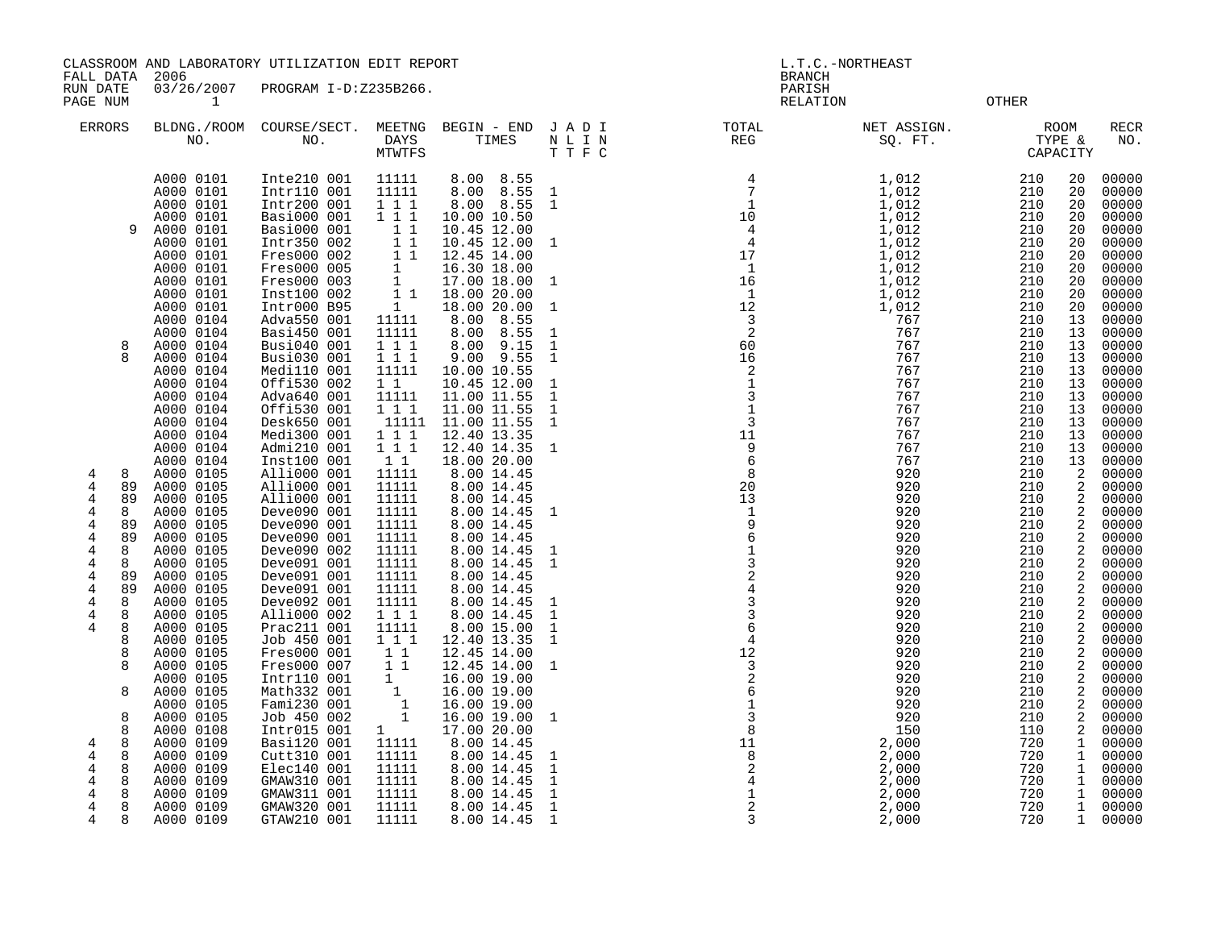CLASSROOM AND LABORATORY UTILIZATION EDIT REPORT
FALL DATA 2006
RUN DATE 03/26/2007 PROGRAM I-D:Z235B266.
PAGE NUM 1

L.T.C.-NORTHEAST
BRANCH
PARISH
RELATION OTHER

| ERRORS | | BLDNG./ROOM NO. | COURSE/SECT. NO. | MEETNG DAYS MTWTFS | BEGIN - END TIMES | J A D I N L I N T T F C | TOTAL REG | NET ASSIGN. SQ. FT. | ROOM TYPE & CAPACITY | | RECR NO. |
|---|---|---|---|---|---|---|---|---|---|---|---|
| | | A000 0101 | Inte210 001 | 11111 | 8.00 8.55 | | 4 | 1,012 | 210 | 20 | 00000 |
| | | A000 0101 | Intr110 001 | 11111 | 8.00 8.55 | 1 | 7 | 1,012 | 210 | 20 | 00000 |
| | | A000 0101 | Intr200 001 | 1 1 1 | 8.00 8.55 | 1 | 1 | 1,012 | 210 | 20 | 00000 |
| | | A000 0101 | Basi000 001 | 1 1 1 | 10.00 10.50 | | 10 | 1,012 | 210 | 20 | 00000 |
| | 9 | A000 0101 | Basi000 001 | 1 1 | 10.45 12.00 | | 4 | 1,012 | 210 | 20 | 00000 |
| | | A000 0101 | Intr350 002 | 1 1 | 10.45 12.00 | 1 | 4 | 1,012 | 210 | 20 | 00000 |
| | | A000 0101 | Fres000 002 | 1 1 | 12.45 14.00 | | 17 | 1,012 | 210 | 20 | 00000 |
| | | A000 0101 | Fres000 005 | 1 | 16.30 18.00 | | 1 | 1,012 | 210 | 20 | 00000 |
| | | A000 0101 | Fres000 003 | 1 | 17.00 18.00 | 1 | 16 | 1,012 | 210 | 20 | 00000 |
| | | A000 0101 | Inst100 002 | 1 1 | 18.00 20.00 | | 1 | 1,012 | 210 | 20 | 00000 |
| | | A000 0101 | Intr000 B95 | 1 | 18.00 20.00 | 1 | 12 | 1,012 | 210 | 20 | 00000 |
| | | A000 0104 | Adva550 001 | 11111 | 8.00 8.55 | | 3 | 767 | 210 | 13 | 00000 |
| | | A000 0104 | Basi450 001 | 11111 | 8.00 8.55 | 1 | 2 | 767 | 210 | 13 | 00000 |
| | 8 | A000 0104 | Busi040 001 | 1 1 1 | 8.00 9.15 | 1 | 60 | 767 | 210 | 13 | 00000 |
| | 8 | A000 0104 | Busi030 001 | 1 1 1 | 9.00 9.55 | 1 | 16 | 767 | 210 | 13 | 00000 |
| | | A000 0104 | Medi110 001 | 11111 | 10.00 10.55 | | 2 | 767 | 210 | 13 | 00000 |
| | | A000 0104 | Offi530 002 | 1 1 | 10.45 12.00 | 1 | 1 | 767 | 210 | 13 | 00000 |
| | | A000 0104 | Adva640 001 | 11111 | 11.00 11.55 | 1 | 3 | 767 | 210 | 13 | 00000 |
| | | A000 0104 | Offi530 001 | 1 1 1 | 11.00 11.55 | 1 | 1 | 767 | 210 | 13 | 00000 |
| | | A000 0104 | Desk650 001 | 11111 | 11.00 11.55 | 1 | 3 | 767 | 210 | 13 | 00000 |
| | | A000 0104 | Medi300 001 | 1 1 1 | 12.40 13.35 | | 11 | 767 | 210 | 13 | 00000 |
| | | A000 0104 | Admi210 001 | 1 1 1 | 12.40 14.35 | 1 | 9 | 767 | 210 | 13 | 00000 |
| | | A000 0104 | Inst100 001 | 1 1 | 18.00 20.00 | | 6 | 767 | 210 | 13 | 00000 |
| 4 | 8 | A000 0105 | Alli000 001 | 11111 | 8.00 14.45 | | 8 | 920 | 210 | 2 | 00000 |
| 4 | 89 | A000 0105 | Alli000 001 | 11111 | 8.00 14.45 | | 20 | 920 | 210 | 2 | 00000 |
| 4 | 89 | A000 0105 | Alli000 001 | 11111 | 8.00 14.45 | | 13 | 920 | 210 | 2 | 00000 |
| 4 | 8 | A000 0105 | Deve090 001 | 11111 | 8.00 14.45 | 1 | 1 | 920 | 210 | 2 | 00000 |
| 4 | 89 | A000 0105 | Deve090 001 | 11111 | 8.00 14.45 | | 9 | 920 | 210 | 2 | 00000 |
| 4 | 89 | A000 0105 | Deve090 001 | 11111 | 8.00 14.45 | | 6 | 920 | 210 | 2 | 00000 |
| 4 | 8 | A000 0105 | Deve090 002 | 11111 | 8.00 14.45 | 1 | 1 | 920 | 210 | 2 | 00000 |
| 4 | 8 | A000 0105 | Deve091 001 | 11111 | 8.00 14.45 | 1 | 3 | 920 | 210 | 2 | 00000 |
| 4 | 89 | A000 0105 | Deve091 001 | 11111 | 8.00 14.45 | | 2 | 920 | 210 | 2 | 00000 |
| 4 | 89 | A000 0105 | Deve091 001 | 11111 | 8.00 14.45 | | 4 | 920 | 210 | 2 | 00000 |
| 4 | 8 | A000 0105 | Deve092 001 | 11111 | 8.00 14.45 | 1 | 3 | 920 | 210 | 2 | 00000 |
| 4 | 8 | A000 0105 | Alli000 002 | 1 1 1 | 8.00 14.45 | 1 | 3 | 920 | 210 | 2 | 00000 |
| 4 | 8 | A000 0105 | Prac211 001 | 11111 | 8.00 15.00 | 1 | 6 | 920 | 210 | 2 | 00000 |
| | 8 | A000 0105 | Job 450 001 | 1 1 1 | 12.40 13.35 | 1 | 4 | 920 | 210 | 2 | 00000 |
| | 8 | A000 0105 | Fres000 001 | 1 1 | 12.45 14.00 | | 12 | 920 | 210 | 2 | 00000 |
| | 8 | A000 0105 | Fres000 007 | 1 1 | 12.45 14.00 | 1 | 3 | 920 | 210 | 2 | 00000 |
| | | A000 0105 | Intr110 001 | 1 | 16.00 19.00 | | 2 | 920 | 210 | 2 | 00000 |
| | 8 | A000 0105 | Math332 001 | 1 | 16.00 19.00 | | 6 | 920 | 210 | 2 | 00000 |
| | | A000 0105 | Fami230 001 | 1 | 16.00 19.00 | | 1 | 920 | 210 | 2 | 00000 |
| | 8 | A000 0105 | Job 450 002 | 1 | 16.00 19.00 | 1 | 3 | 920 | 210 | 2 | 00000 |
| | 8 | A000 0108 | Intr015 001 | 1 | 17.00 20.00 | | 8 | 150 | 110 | 2 | 00000 |
| 4 | 8 | A000 0109 | Basi120 001 | 11111 | 8.00 14.45 | | 11 | 2,000 | 720 | 1 | 00000 |
| 4 | 8 | A000 0109 | Cutt310 001 | 11111 | 8.00 14.45 | 1 | 8 | 2,000 | 720 | 1 | 00000 |
| 4 | 8 | A000 0109 | Elec140 001 | 11111 | 8.00 14.45 | 1 | 2 | 2,000 | 720 | 1 | 00000 |
| 4 | 8 | A000 0109 | GMAW310 001 | 11111 | 8.00 14.45 | 1 | 4 | 2,000 | 720 | 1 | 00000 |
| 4 | 8 | A000 0109 | GMAW311 001 | 11111 | 8.00 14.45 | 1 | 1 | 2,000 | 720 | 1 | 00000 |
| 4 | 8 | A000 0109 | GMAW320 001 | 11111 | 8.00 14.45 | 1 | 2 | 2,000 | 720 | 1 | 00000 |
| 4 | 8 | A000 0109 | GTAW210 001 | 11111 | 8.00 14.45 | 1 | 3 | 2,000 | 720 | 1 | 00000 |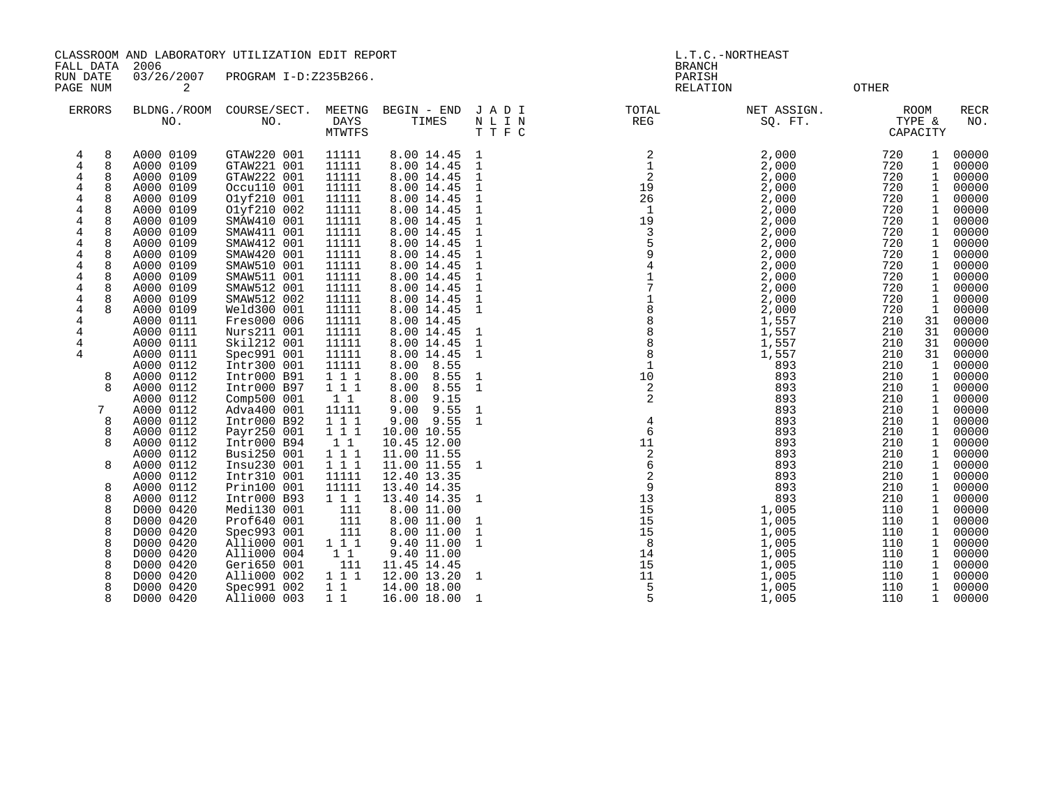CLASSROOM AND LABORATORY UTILIZATION EDIT REPORT
FALL DATA 2006
RUN DATE 03/26/2007 PROGRAM I-D:Z235B266.
PAGE NUM 2

L.T.C.-NORTHEAST
BRANCH
PARISH
RELATION OTHER

| ERRORS | | BLDNG./ROOM NO. | COURSE/SECT. NO. | MEETNG DAYS MTWTFS | BEGIN - END TIMES | J A D I N L I N T T F C | TOTAL REG | NET ASSIGN. SQ. FT. | ROOM TYPE & CAPACITY | | RECR NO. |
|---|---|---|---|---|---|---|---|---|---|---|---|
| 4 | 8 | A000 0109 | GTAW220 001 | 11111 | 8.00 14.45 | 1 | 2 | 2,000 | 720 | 1 | 00000 |
| 4 | 8 | A000 0109 | GTAW221 001 | 11111 | 8.00 14.45 | 1 | 1 | 2,000 | 720 | 1 | 00000 |
| 4 | 8 | A000 0109 | GTAW222 001 | 11111 | 8.00 14.45 | 1 | 2 | 2,000 | 720 | 1 | 00000 |
| 4 | 8 | A000 0109 | Occu110 001 | 11111 | 8.00 14.45 | 1 | 19 | 2,000 | 720 | 1 | 00000 |
| 4 | 8 | A000 0109 | O1yf210 001 | 11111 | 8.00 14.45 | 1 | 26 | 2,000 | 720 | 1 | 00000 |
| 4 | 8 | A000 0109 | O1yf210 002 | 11111 | 8.00 14.45 | 1 | 1 | 2,000 | 720 | 1 | 00000 |
| 4 | 8 | A000 0109 | SMAW410 001 | 11111 | 8.00 14.45 | 1 | 19 | 2,000 | 720 | 1 | 00000 |
| 4 | 8 | A000 0109 | SMAW411 001 | 11111 | 8.00 14.45 | 1 | 3 | 2,000 | 720 | 1 | 00000 |
| 4 | 8 | A000 0109 | SMAW412 001 | 11111 | 8.00 14.45 | 1 | 5 | 2,000 | 720 | 1 | 00000 |
| 4 | 8 | A000 0109 | SMAW420 001 | 11111 | 8.00 14.45 | 1 | 9 | 2,000 | 720 | 1 | 00000 |
| 4 | 8 | A000 0109 | SMAW510 001 | 11111 | 8.00 14.45 | 1 | 4 | 2,000 | 720 | 1 | 00000 |
| 4 | 8 | A000 0109 | SMAW511 001 | 11111 | 8.00 14.45 | 1 | 1 | 2,000 | 720 | 1 | 00000 |
| 4 | 8 | A000 0109 | SMAW512 001 | 11111 | 8.00 14.45 | 1 | 7 | 2,000 | 720 | 1 | 00000 |
| 4 | 8 | A000 0109 | SMAW512 002 | 11111 | 8.00 14.45 | 1 | 1 | 2,000 | 720 | 1 | 00000 |
| 4 | 8 | A000 0109 | Weld300 001 | 11111 | 8.00 14.45 | 1 | 8 | 2,000 | 720 | 1 | 00000 |
| 4 | | A000 0111 | Fres000 006 | 11111 | 8.00 14.45 | | 8 | 1,557 | 210 | 31 | 00000 |
| 4 | | A000 0111 | Nurs211 001 | 11111 | 8.00 14.45 | 1 | 8 | 1,557 | 210 | 31 | 00000 |
| 4 | | A000 0111 | Skil212 001 | 11111 | 8.00 14.45 | 1 | 8 | 1,557 | 210 | 31 | 00000 |
| 4 | | A000 0111 | Spec991 001 | 11111 | 8.00 14.45 | 1 | 8 | 1,557 | 210 | 31 | 00000 |
| | | A000 0112 | Intr300 001 | 11111 | 8.00 8.55 | | 1 | 893 | 210 | 1 | 00000 |
| | 8 | A000 0112 | Intr000 B91 | 1 1 1 | 8.00 8.55 | 1 | 10 | 893 | 210 | 1 | 00000 |
| | 8 | A000 0112 | Intr000 B97 | 1 1 1 | 8.00 8.55 | 1 | 2 | 893 | 210 | 1 | 00000 |
| | | A000 0112 | Comp500 001 | 1 1 | 8.00 9.15 | | 2 | 893 | 210 | 1 | 00000 |
| | 7 | A000 0112 | Adva400 001 | 11111 | 9.00 9.55 | 1 | | 893 | 210 | 1 | 00000 |
| | 8 | A000 0112 | Intr000 B92 | 1 1 1 | 9.00 9.55 | 1 | 4 | 893 | 210 | 1 | 00000 |
| | 8 | A000 0112 | Payr250 001 | 1 1 1 | 10.00 10.55 | | 6 | 893 | 210 | 1 | 00000 |
| | 8 | A000 0112 | Intr000 B94 | 1 1 | 10.45 12.00 | | 11 | 893 | 210 | 1 | 00000 |
| | | A000 0112 | Busi250 001 | 1 1 1 | 11.00 11.55 | | 2 | 893 | 210 | 1 | 00000 |
| | 8 | A000 0112 | Insu230 001 | 1 1 1 | 11.00 11.55 | 1 | 6 | 893 | 210 | 1 | 00000 |
| | | A000 0112 | Intr310 001 | 11111 | 12.40 13.35 | | 2 | 893 | 210 | 1 | 00000 |
| | 8 | A000 0112 | Prin100 001 | 11111 | 13.40 14.35 | | 9 | 893 | 210 | 1 | 00000 |
| | 8 | A000 0112 | Intr000 B93 | 1 1 1 | 13.40 14.35 | 1 | 13 | 893 | 210 | 1 | 00000 |
| | 8 | D000 0420 | Medi130 001 | 111 | 8.00 11.00 | | 15 | 1,005 | 110 | 1 | 00000 |
| | 8 | D000 0420 | Prof640 001 | 111 | 8.00 11.00 | 1 | 15 | 1,005 | 110 | 1 | 00000 |
| | 8 | D000 0420 | Spec993 001 | 111 | 8.00 11.00 | 1 | 15 | 1,005 | 110 | 1 | 00000 |
| | 8 | D000 0420 | Alli000 001 | 1 1 1 | 9.40 11.00 | 1 | 8 | 1,005 | 110 | 1 | 00000 |
| | 8 | D000 0420 | Alli000 004 | 1 1 | 9.40 11.00 | | 14 | 1,005 | 110 | 1 | 00000 |
| | 8 | D000 0420 | Geri650 001 | 111 | 11.45 14.45 | | 15 | 1,005 | 110 | 1 | 00000 |
| | 8 | D000 0420 | Alli000 002 | 1 1 1 | 12.00 13.20 | 1 | 11 | 1,005 | 110 | 1 | 00000 |
| | 8 | D000 0420 | Spec991 002 | 1 1 | 14.00 18.00 | | 5 | 1,005 | 110 | 1 | 00000 |
| | 8 | D000 0420 | Alli000 003 | 1 1 | 16.00 18.00 | 1 | 5 | 1,005 | 110 | 1 | 00000 |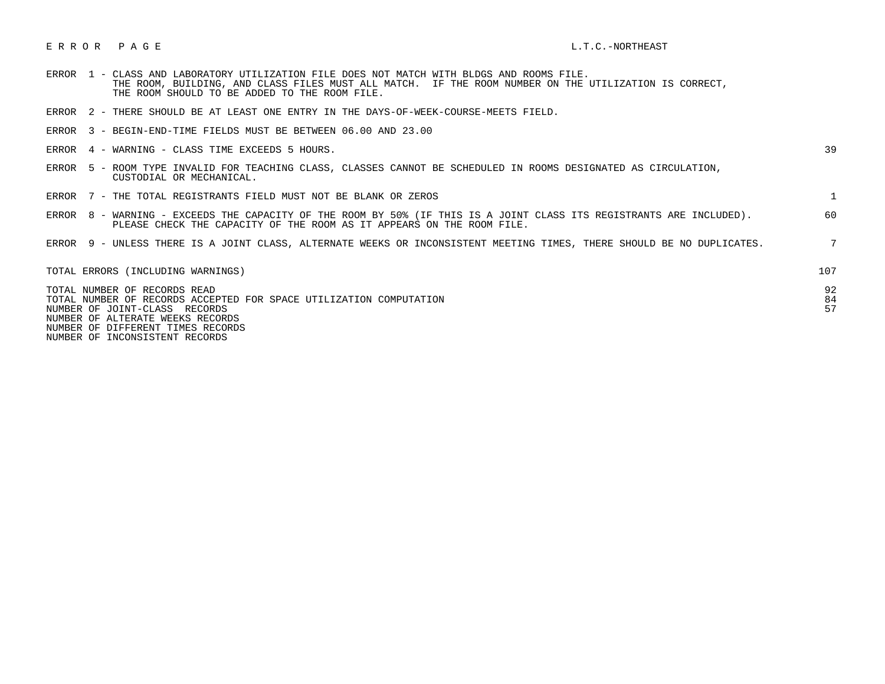# E R R O R   P A G E

L.T.C.-NORTHEAST

| Error | Description | Count |
|---|---|---|
| ERROR 1 | CLASS AND LABORATORY UTILIZATION FILE DOES NOT MATCH WITH BLDGS AND ROOMS FILE. THE ROOM, BUILDING, AND CLASS FILES MUST ALL MATCH. IF THE ROOM NUMBER ON THE UTILIZATION IS CORRECT, THE ROOM SHOULD TO BE ADDED TO THE ROOM FILE. | |
| ERROR 2 | THERE SHOULD BE AT LEAST ONE ENTRY IN THE DAYS-OF-WEEK-COURSE-MEETS FIELD. | |
| ERROR 3 | BEGIN-END-TIME FIELDS MUST BE BETWEEN 06.00 AND 23.00 | |
| ERROR 4 | WARNING - CLASS TIME EXCEEDS 5 HOURS. | 39 |
| ERROR 5 | ROOM TYPE INVALID FOR TEACHING CLASS, CLASSES CANNOT BE SCHEDULED IN ROOMS DESIGNATED AS CIRCULATION, CUSTODIAL OR MECHANICAL. | |
| ERROR 7 | THE TOTAL REGISTRANTS FIELD MUST NOT BE BLANK OR ZEROS | 1 |
| ERROR 8 | WARNING - EXCEEDS THE CAPACITY OF THE ROOM BY 50% (IF THIS IS A JOINT CLASS ITS REGISTRANTS ARE INCLUDED). PLEASE CHECK THE CAPACITY OF THE ROOM AS IT APPEARS ON THE ROOM FILE. | 60 |
| ERROR 9 | UNLESS THERE IS A JOINT CLASS, ALTERNATE WEEKS OR INCONSISTENT MEETING TIMES, THERE SHOULD BE NO DUPLICATES. | 7 |

| Summary | Count |
|---|---|
| TOTAL ERRORS (INCLUDING WARNINGS) | 107 |
| TOTAL NUMBER OF RECORDS READ | 92 |
| TOTAL NUMBER OF RECORDS ACCEPTED FOR SPACE UTILIZATION COMPUTATION | 84 |
| NUMBER OF JOINT-CLASS RECORDS | 57 |
| NUMBER OF ALTERNATE WEEKS RECORDS | |
| NUMBER OF DIFFERENT TIMES RECORDS | |
| NUMBER OF INCONSISTENT RECORDS | |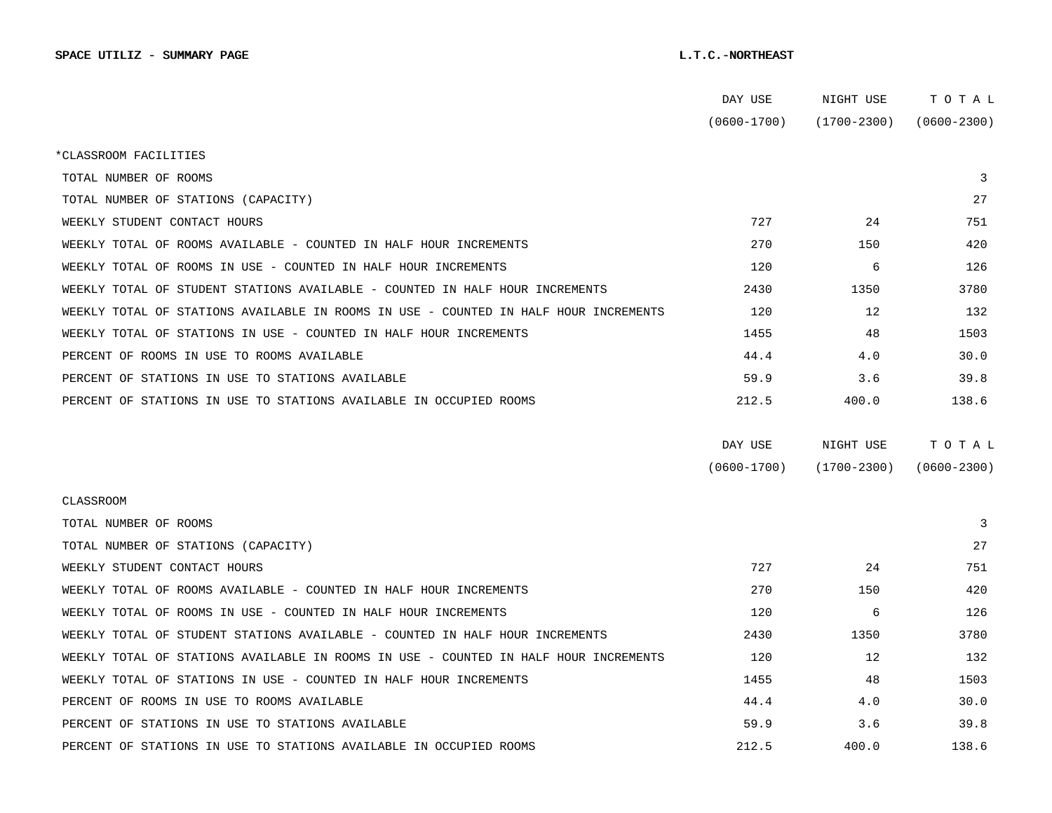**SPACE UTILIZ - SUMMARY PAGE** **L.T.C.-NORTHEAST**

| | DAY USE (0600-1700) | NIGHT USE (1700-2300) | T O T A L (0600-2300) |
|---|---|---|---|
| *CLASSROOM FACILITIES | | | |
| TOTAL NUMBER OF ROOMS | | | 3 |
| TOTAL NUMBER OF STATIONS (CAPACITY) | | | 27 |
| WEEKLY STUDENT CONTACT HOURS | 727 | 24 | 751 |
| WEEKLY TOTAL OF ROOMS AVAILABLE - COUNTED IN HALF HOUR INCREMENTS | 270 | 150 | 420 |
| WEEKLY TOTAL OF ROOMS IN USE - COUNTED IN HALF HOUR INCREMENTS | 120 | 6 | 126 |
| WEEKLY TOTAL OF STUDENT STATIONS AVAILABLE - COUNTED IN HALF HOUR INCREMENTS | 2430 | 1350 | 3780 |
| WEEKLY TOTAL OF STATIONS AVAILABLE IN ROOMS IN USE - COUNTED IN HALF HOUR INCREMENTS | 120 | 12 | 132 |
| WEEKLY TOTAL OF STATIONS IN USE - COUNTED IN HALF HOUR INCREMENTS | 1455 | 48 | 1503 |
| PERCENT OF ROOMS IN USE TO ROOMS AVAILABLE | 44.4 | 4.0 | 30.0 |
| PERCENT OF STATIONS IN USE TO STATIONS AVAILABLE | 59.9 | 3.6 | 39.8 |
| PERCENT OF STATIONS IN USE TO STATIONS AVAILABLE IN OCCUPIED ROOMS | 212.5 | 400.0 | 138.6 |

| | DAY USE (0600-1700) | NIGHT USE (1700-2300) | T O T A L (0600-2300) |
|---|---|---|---|
| CLASSROOM | | | |
| TOTAL NUMBER OF ROOMS | | | 3 |
| TOTAL NUMBER OF STATIONS (CAPACITY) | | | 27 |
| WEEKLY STUDENT CONTACT HOURS | 727 | 24 | 751 |
| WEEKLY TOTAL OF ROOMS AVAILABLE - COUNTED IN HALF HOUR INCREMENTS | 270 | 150 | 420 |
| WEEKLY TOTAL OF ROOMS IN USE - COUNTED IN HALF HOUR INCREMENTS | 120 | 6 | 126 |
| WEEKLY TOTAL OF STUDENT STATIONS AVAILABLE - COUNTED IN HALF HOUR INCREMENTS | 2430 | 1350 | 3780 |
| WEEKLY TOTAL OF STATIONS AVAILABLE IN ROOMS IN USE - COUNTED IN HALF HOUR INCREMENTS | 120 | 12 | 132 |
| WEEKLY TOTAL OF STATIONS IN USE - COUNTED IN HALF HOUR INCREMENTS | 1455 | 48 | 1503 |
| PERCENT OF ROOMS IN USE TO ROOMS AVAILABLE | 44.4 | 4.0 | 30.0 |
| PERCENT OF STATIONS IN USE TO STATIONS AVAILABLE | 59.9 | 3.6 | 39.8 |
| PERCENT OF STATIONS IN USE TO STATIONS AVAILABLE IN OCCUPIED ROOMS | 212.5 | 400.0 | 138.6 |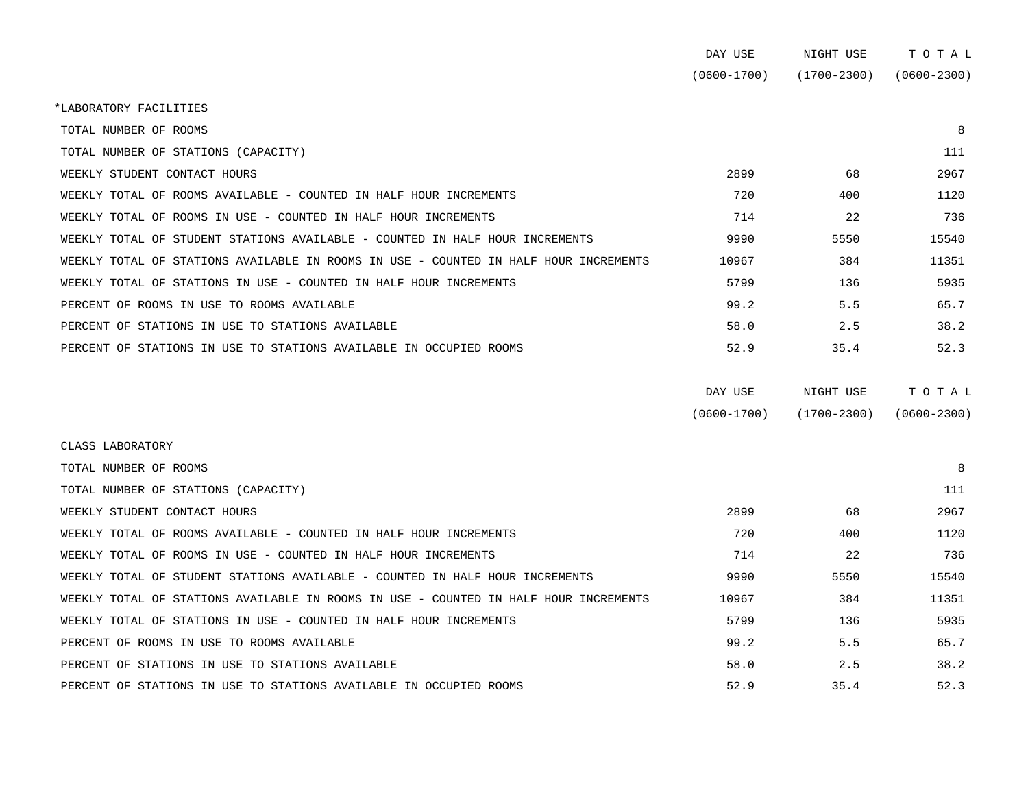| | DAY USE (0600-1700) | NIGHT USE (1700-2300) | T O T A L (0600-2300) |
|---|---|---|---|
| *LABORATORY FACILITIES | | | |
| TOTAL NUMBER OF ROOMS | | | 8 |
| TOTAL NUMBER OF STATIONS (CAPACITY) | | | 111 |
| WEEKLY STUDENT CONTACT HOURS | 2899 | 68 | 2967 |
| WEEKLY TOTAL OF ROOMS AVAILABLE - COUNTED IN HALF HOUR INCREMENTS | 720 | 400 | 1120 |
| WEEKLY TOTAL OF ROOMS IN USE - COUNTED IN HALF HOUR INCREMENTS | 714 | 22 | 736 |
| WEEKLY TOTAL OF STUDENT STATIONS AVAILABLE - COUNTED IN HALF HOUR INCREMENTS | 9990 | 5550 | 15540 |
| WEEKLY TOTAL OF STATIONS AVAILABLE IN ROOMS IN USE - COUNTED IN HALF HOUR INCREMENTS | 10967 | 384 | 11351 |
| WEEKLY TOTAL OF STATIONS IN USE - COUNTED IN HALF HOUR INCREMENTS | 5799 | 136 | 5935 |
| PERCENT OF ROOMS IN USE TO ROOMS AVAILABLE | 99.2 | 5.5 | 65.7 |
| PERCENT OF STATIONS IN USE TO STATIONS AVAILABLE | 58.0 | 2.5 | 38.2 |
| PERCENT OF STATIONS IN USE TO STATIONS AVAILABLE IN OCCUPIED ROOMS | 52.9 | 35.4 | 52.3 |

| | DAY USE (0600-1700) | NIGHT USE (1700-2300) | T O T A L (0600-2300) |
|---|---|---|---|
| CLASS LABORATORY | | | |
| TOTAL NUMBER OF ROOMS | | | 8 |
| TOTAL NUMBER OF STATIONS (CAPACITY) | | | 111 |
| WEEKLY STUDENT CONTACT HOURS | 2899 | 68 | 2967 |
| WEEKLY TOTAL OF ROOMS AVAILABLE - COUNTED IN HALF HOUR INCREMENTS | 720 | 400 | 1120 |
| WEEKLY TOTAL OF ROOMS IN USE - COUNTED IN HALF HOUR INCREMENTS | 714 | 22 | 736 |
| WEEKLY TOTAL OF STUDENT STATIONS AVAILABLE - COUNTED IN HALF HOUR INCREMENTS | 9990 | 5550 | 15540 |
| WEEKLY TOTAL OF STATIONS AVAILABLE IN ROOMS IN USE - COUNTED IN HALF HOUR INCREMENTS | 10967 | 384 | 11351 |
| WEEKLY TOTAL OF STATIONS IN USE - COUNTED IN HALF HOUR INCREMENTS | 5799 | 136 | 5935 |
| PERCENT OF ROOMS IN USE TO ROOMS AVAILABLE | 99.2 | 5.5 | 65.7 |
| PERCENT OF STATIONS IN USE TO STATIONS AVAILABLE | 58.0 | 2.5 | 38.2 |
| PERCENT OF STATIONS IN USE TO STATIONS AVAILABLE IN OCCUPIED ROOMS | 52.9 | 35.4 | 52.3 |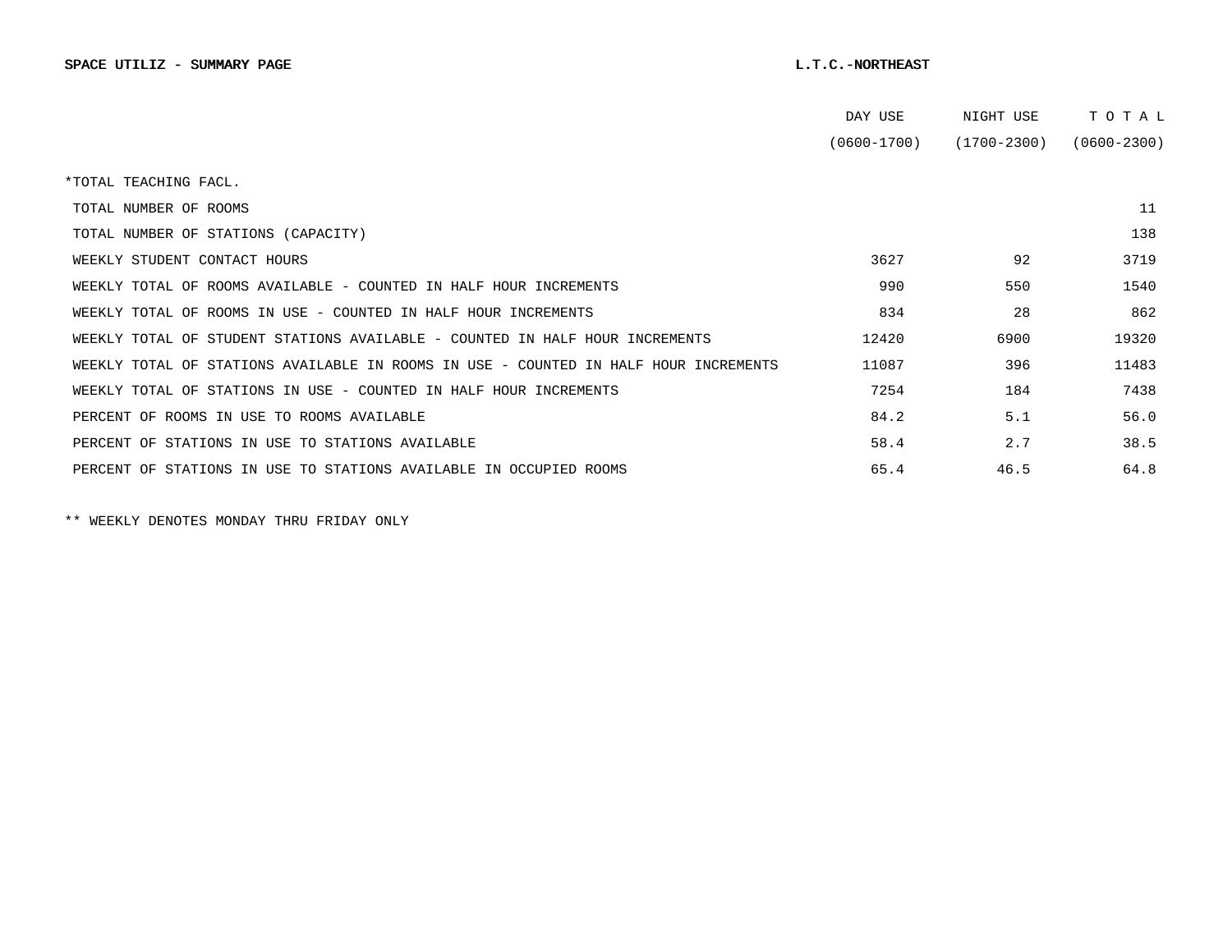**SPACE UTILIZ - SUMMARY PAGE** **L.T.C.-NORTHEAST**

| | DAY USE (0600-1700) | NIGHT USE (1700-2300) | T O T A L (0600-2300) |
|---|---|---|---|
| *TOTAL TEACHING FACL. | | | |
| TOTAL NUMBER OF ROOMS | | | 11 |
| TOTAL NUMBER OF STATIONS (CAPACITY) | | | 138 |
| WEEKLY STUDENT CONTACT HOURS | 3627 | 92 | 3719 |
| WEEKLY TOTAL OF ROOMS AVAILABLE - COUNTED IN HALF HOUR INCREMENTS | 990 | 550 | 1540 |
| WEEKLY TOTAL OF ROOMS IN USE - COUNTED IN HALF HOUR INCREMENTS | 834 | 28 | 862 |
| WEEKLY TOTAL OF STUDENT STATIONS AVAILABLE - COUNTED IN HALF HOUR INCREMENTS | 12420 | 6900 | 19320 |
| WEEKLY TOTAL OF STATIONS AVAILABLE IN ROOMS IN USE - COUNTED IN HALF HOUR INCREMENTS | 11087 | 396 | 11483 |
| WEEKLY TOTAL OF STATIONS IN USE - COUNTED IN HALF HOUR INCREMENTS | 7254 | 184 | 7438 |
| PERCENT OF ROOMS IN USE TO ROOMS AVAILABLE | 84.2 | 5.1 | 56.0 |
| PERCENT OF STATIONS IN USE TO STATIONS AVAILABLE | 58.4 | 2.7 | 38.5 |
| PERCENT OF STATIONS IN USE TO STATIONS AVAILABLE IN OCCUPIED ROOMS | 65.4 | 46.5 | 64.8 |

** WEEKLY DENOTES MONDAY THRU FRIDAY ONLY